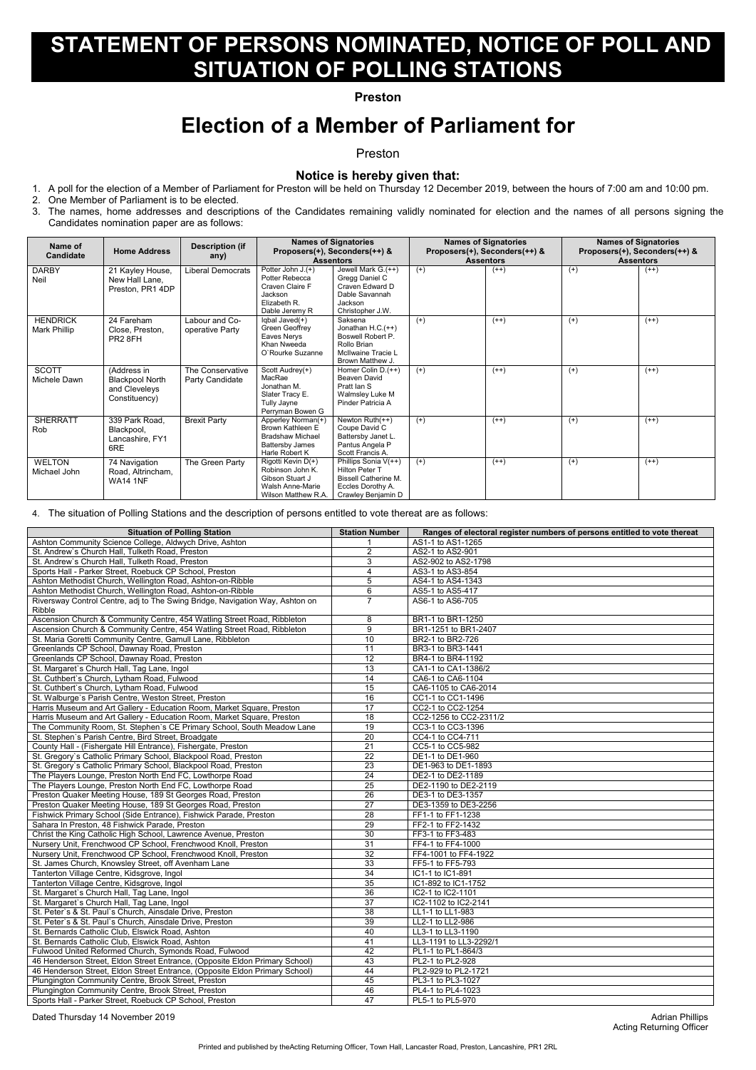# STATEMENT OF PERSONS NOMINATED, NOTICE OF POLL AND SITUATION OF POLLING STATIONS

**Preston**

# Election of a Member of Parliament for

Preston

### Notice is hereby given that:

1. A poll for the election of a Member of Parliament for Preston will be held on Thursday 12 December 2019, between the hours of 7:00 am and 10:00 pm.
2. One Member of Parliament is to be elected.
3. The names, home addresses and descriptions of the Candidates remaining validly nominated for election and the names of all persons signing the Candidates nomination paper are as follows:

| Name of Candidate | Home Address | Description (if any) | Names of Signatories Proposers(+), Seconders(++) & Assentors | | Names of Signatories Proposers(+), Seconders(++) & Assentors | | Names of Signatories Proposers(+), Seconders(++) & Assentors | |
|---|---|---|---|---|---|---|---|---|
| DARBY Neil | 21 Kayley House, New Hall Lane, Preston, PR1 4DP | Liberal Democrats | Potter John J.(+) Potter Rebecca Craven Claire F Jackson Elizabeth R. Dable Jeremy R | Jewell Mark G.(++) Gregg Daniel C Craven Edward D Dable Savannah Jackson Christopher J.W. | (+) | (++) | (+) | (++) |
| HENDRICK Mark Phillip | 24 Fareham Close, Preston, PR2 8FH | Labour and Co-operative Party | Iqbal Javed(+) Green Geoffrey Eaves Nerys Khan Nweeda O`Rourke Suzanne | Saksena Jonathan H.C.(++) Boswell Robert P. Rollo Brian McIlwaine Tracie L Brown Matthew J. | (+) | (++) | (+) | (++) |
| SCOTT Michele Dawn | (Address in Blackpool North and Cleveleys Constituency) | The Conservative Party Candidate | Scott Audrey(+) MacRae Jonathan M. Slater Tracy E. Tully Jayne Perryman Bowen G | Homer Colin D.(++) Beaven David Pratt Ian S Walmsley Luke M Pinder Patricia A | (+) | (++) | (+) | (++) |
| SHERRATT Rob | 339 Park Road, Blackpool, Lancashire, FY1 6RE | Brexit Party | Apperley Norman(+) Brown Kathleen E Bradshaw Michael Battersby James Harle Robert K | Newton Ruth(++) Coupe David C Battersby Janet L. Pantus Angela P Scott Francis A. | (+) | (++) | (+) | (++) |
| WELTON Michael John | 74 Navigation Road, Altrincham, WA14 1NF | The Green Party | Rigotti Kevin D(+) Robinson John K. Gibson Stuart J Walsh Anne-Marie Wilson Matthew R.A. | Phillips Sonia V(++) Hilton Peter T Bissell Catherine M. Eccles Dorothy A. Crawley Benjamin D | (+) | (++) | (+) | (++) |

4. The situation of Polling Stations and the description of persons entitled to vote thereat are as follows:

| Situation of Polling Station | Station Number | Ranges of electoral register numbers of persons entitled to vote thereat |
|---|---|---|
| Ashton Community Science College, Aldwych Drive, Ashton | 1 | AS1-1 to AS1-1265 |
| St. Andrew`s Church Hall, Tulketh Road, Preston | 2 | AS2-1 to AS2-901 |
| St. Andrew`s Church Hall, Tulketh Road, Preston | 3 | AS2-902 to AS2-1798 |
| Sports Hall - Parker Street, Roebuck CP School, Preston | 4 | AS3-1 to AS3-854 |
| Ashton Methodist Church, Wellington Road, Ashton-on-Ribble | 5 | AS4-1 to AS4-1343 |
| Ashton Methodist Church, Wellington Road, Ashton-on-Ribble | 6 | AS5-1 to AS5-417 |
| Riversway Control Centre, adj to The Swing Bridge, Navigation Way, Ashton on Ribble | 7 | AS6-1 to AS6-705 |
| Ascension Church & Community Centre, 454 Watling Street Road, Ribbleton | 8 | BR1-1 to BR1-1250 |
| Ascension Church & Community Centre, 454 Watling Street Road, Ribbleton | 9 | BR1-1251 to BR1-2407 |
| St. Maria Goretti Community Centre, Gamull Lane, Ribbleton | 10 | BR2-1 to BR2-726 |
| Greenlands CP School, Dawnay Road, Preston | 11 | BR3-1 to BR3-1441 |
| Greenlands CP School, Dawnay Road, Preston | 12 | BR4-1 to BR4-1192 |
| St. Margaret`s Church Hall, Tag Lane, Ingol | 13 | CA1-1 to CA1-1386/2 |
| St. Cuthbert`s Church, Lytham Road, Fulwood | 14 | CA6-1 to CA6-1104 |
| St. Cuthbert`s Church, Lytham Road, Fulwood | 15 | CA6-1105 to CA6-2014 |
| St. Walburge`s Parish Centre, Weston Street, Preston | 16 | CC1-1 to CC1-1496 |
| Harris Museum and Art Gallery - Education Room, Market Square, Preston | 17 | CC2-1 to CC2-1254 |
| Harris Museum and Art Gallery - Education Room, Market Square, Preston | 18 | CC2-1256 to CC2-2311/2 |
| The Community Room, St. Stephen`s CE Primary School, South Meadow Lane | 19 | CC3-1 to CC3-1396 |
| St. Stephen`s Parish Centre, Bird Street, Broadgate | 20 | CC4-1 to CC4-711 |
| County Hall - (Fishergate Hill Entrance), Fishergate, Preston | 21 | CC5-1 to CC5-982 |
| St. Gregory`s Catholic Primary School, Blackpool Road, Preston | 22 | DE1-1 to DE1-960 |
| St. Gregory`s Catholic Primary School, Blackpool Road, Preston | 23 | DE1-963 to DE1-1893 |
| The Players Lounge, Preston North End FC, Lowthorpe Road | 24 | DE2-1 to DE2-1189 |
| The Players Lounge, Preston North End FC, Lowthorpe Road | 25 | DE2-1190 to DE2-2119 |
| Preston Quaker Meeting House, 189 St Georges Road, Preston | 26 | DE3-1 to DE3-1357 |
| Preston Quaker Meeting House, 189 St Georges Road, Preston | 27 | DE3-1359 to DE3-2256 |
| Fishwick Primary School (Side Entrance), Fishwick Parade, Preston | 28 | FF1-1 to FF1-1238 |
| Sahara In Preston, 48 Fishwick Parade, Preston | 29 | FF2-1 to FF2-1432 |
| Christ the King Catholic High School, Lawrence Avenue, Preston | 30 | FF3-1 to FF3-483 |
| Nursery Unit, Frenchwood CP School, Frenchwood Knoll, Preston | 31 | FF4-1 to FF4-1000 |
| Nursery Unit, Frenchwood CP School, Frenchwood Knoll, Preston | 32 | FF4-1001 to FF4-1922 |
| St. James Church, Knowsley Street, off Avenham Lane | 33 | FF5-1 to FF5-793 |
| Tanterton Village Centre, Kidsgrove, Ingol | 34 | IC1-1 to IC1-891 |
| Tanterton Village Centre, Kidsgrove, Ingol | 35 | IC1-892 to IC1-1752 |
| St. Margaret`s Church Hall, Tag Lane, Ingol | 36 | IC2-1 to IC2-1101 |
| St. Margaret`s Church Hall, Tag Lane, Ingol | 37 | IC2-1102 to IC2-2141 |
| St. Peter`s & St. Paul`s Church, Ainsdale Drive, Preston | 38 | LL1-1 to LL1-983 |
| St. Peter`s & St. Paul`s Church, Ainsdale Drive, Preston | 39 | LL2-1 to LL2-986 |
| St. Bernards Catholic Club, Elswick Road, Ashton | 40 | LL3-1 to LL3-1190 |
| St. Bernards Catholic Club, Elswick Road, Ashton | 41 | LL3-1191 to LL3-2292/1 |
| Fulwood United Reformed Church, Symonds Road, Fulwood | 42 | PL1-1 to PL1-864/3 |
| 46 Henderson Street, Eldon Street Entrance, (Opposite Eldon Primary School) | 43 | PL2-1 to PL2-928 |
| 46 Henderson Street, Eldon Street Entrance, (Opposite Eldon Primary School) | 44 | PL2-929 to PL2-1721 |
| Plungington Community Centre, Brook Street, Preston | 45 | PL3-1 to PL3-1027 |
| Plungington Community Centre, Brook Street, Preston | 46 | PL4-1 to PL4-1023 |
| Sports Hall - Parker Street, Roebuck CP School, Preston | 47 | PL5-1 to PL5-970 |

Dated Thursday 14 November 2019

Adrian Phillips
Acting Returning Officer

Printed and published by theActing Returning Officer, Town Hall, Lancaster Road, Preston, Lancashire, PR1 2RL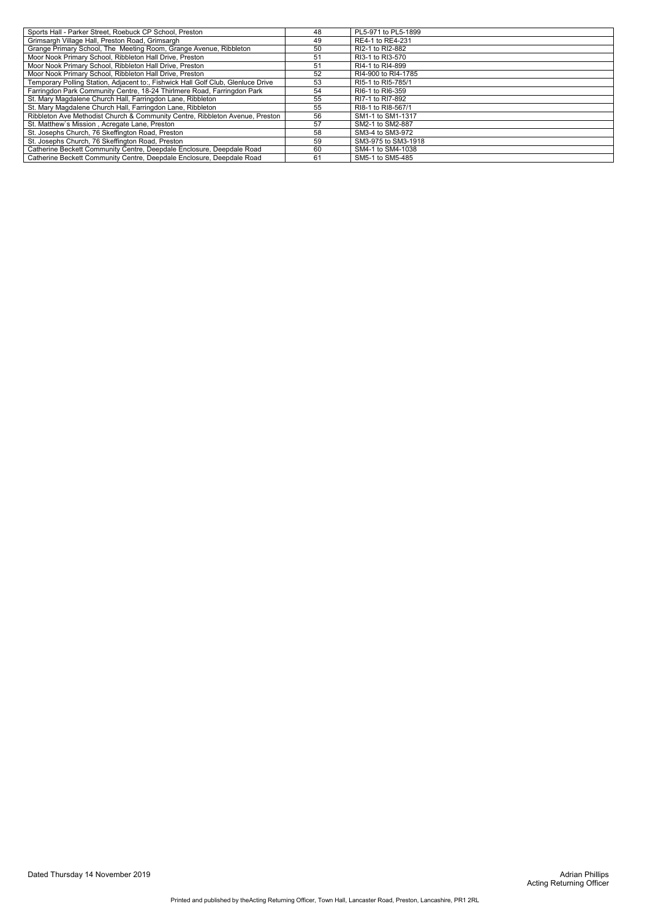| | | |
|---|---|---|
| Sports Hall - Parker Street, Roebuck CP School, Preston | 48 | PL5-971 to PL5-1899 |
| Grimsargh Village Hall, Preston Road, Grimsargh | 49 | RE4-1 to RE4-231 |
| Grange Primary School, The Meeting Room, Grange Avenue, Ribbleton | 50 | RI2-1 to RI2-882 |
| Moor Nook Primary School, Ribbleton Hall Drive, Preston | 51 | RI3-1 to RI3-570 |
| Moor Nook Primary School, Ribbleton Hall Drive, Preston | 51 | RI4-1 to RI4-899 |
| Moor Nook Primary School, Ribbleton Hall Drive, Preston | 52 | RI4-900 to RI4-1785 |
| Temporary Polling Station, Adjacent to:, Fishwick Hall Golf Club, Glenluce Drive | 53 | RI5-1 to RI5-785/1 |
| Farringdon Park Community Centre, 18-24 Thirlmere Road, Farringdon Park | 54 | RI6-1 to RI6-359 |
| St. Mary Magdalene Church Hall, Farringdon Lane, Ribbleton | 55 | RI7-1 to RI7-892 |
| St. Mary Magdalene Church Hall, Farringdon Lane, Ribbleton | 55 | RI8-1 to RI8-567/1 |
| Ribbleton Ave Methodist Church & Community Centre, Ribbleton Avenue, Preston | 56 | SM1-1 to SM1-1317 |
| St. Matthew`s Mission , Acregate Lane, Preston | 57 | SM2-1 to SM2-887 |
| St. Josephs Church, 76 Skeffington Road, Preston | 58 | SM3-4 to SM3-972 |
| St. Josephs Church, 76 Skeffington Road, Preston | 59 | SM3-975 to SM3-1918 |
| Catherine Beckett Community Centre, Deepdale Enclosure, Deepdale Road | 60 | SM4-1 to SM4-1038 |
| Catherine Beckett Community Centre, Deepdale Enclosure, Deepdale Road | 61 | SM5-1 to SM5-485 |

Dated Thursday 14 November 2019

Adrian Phillips
Acting Returning Officer

Printed and published by theActing Returning Officer, Town Hall, Lancaster Road, Preston, Lancashire, PR1 2RL